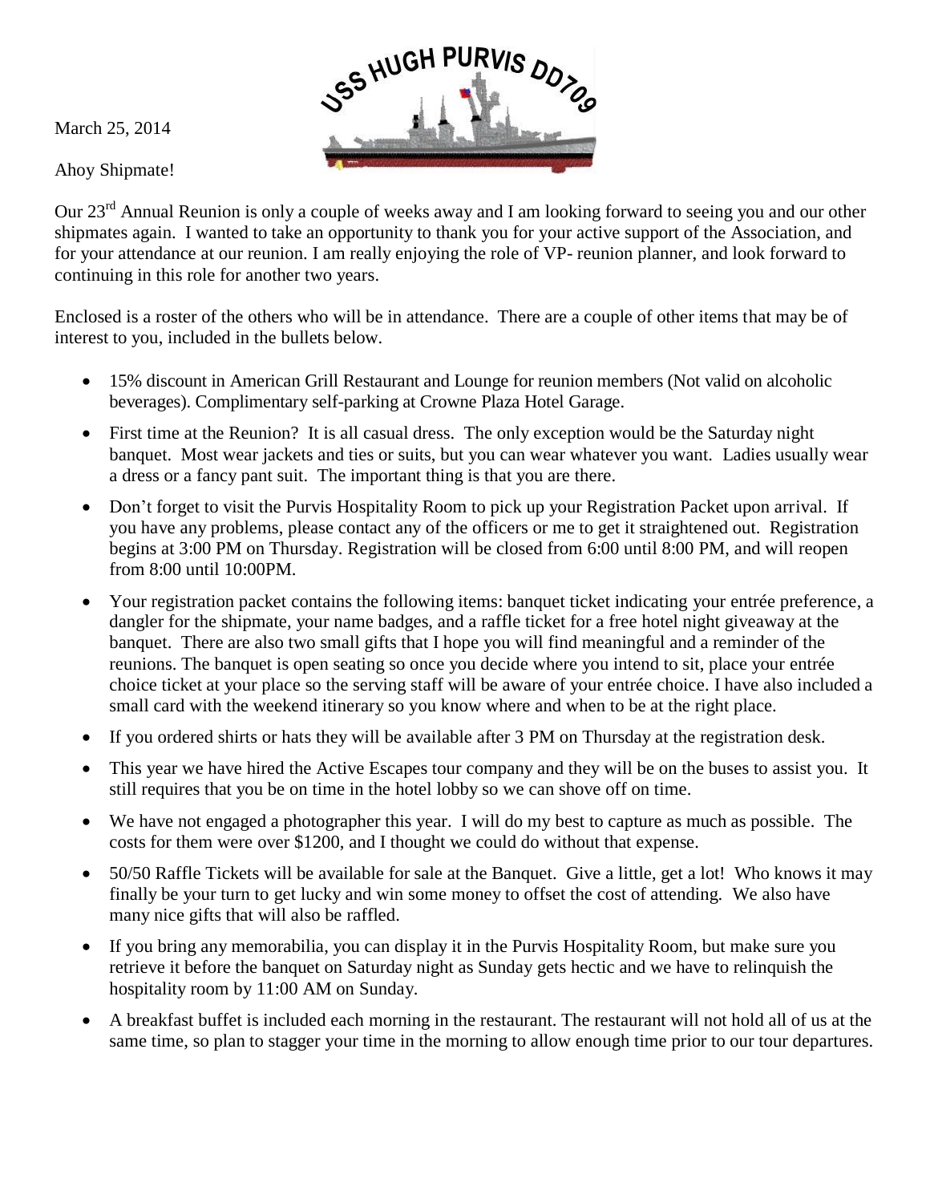USS HUGH PURVIS DD709

March 25, 2014

Ahoy Shipmate!

Our 23rd Annual Reunion is only a couple of weeks away and I am looking forward to seeing you and our other shipmates again. I wanted to take an opportunity to thank you for your active support of the Association, and for your attendance at our reunion. I am really enjoying the role of VP- reunion planner, and look forward to continuing in this role for another two years.

Enclosed is a roster of the others who will be in attendance. There are a couple of other items that may be of interest to you, included in the bullets below.

- 15% discount in American Grill Restaurant and Lounge for reunion members (Not valid on alcoholic beverages). Complimentary self-parking at Crowne Plaza Hotel Garage.
- First time at the Reunion? It is all casual dress. The only exception would be the Saturday night banquet. Most wear jackets and ties or suits, but you can wear whatever you want. Ladies usually wear a dress or a fancy pant suit. The important thing is that you are there.
- Don't forget to visit the Purvis Hospitality Room to pick up your Registration Packet upon arrival. If you have any problems, please contact any of the officers or me to get it straightened out. Registration begins at 3:00 PM on Thursday. Registration will be closed from 6:00 until 8:00 PM, and will reopen from 8:00 until 10:00PM.
- Your registration packet contains the following items: banquet ticket indicating your entrée preference, a dangler for the shipmate, your name badges, and a raffle ticket for a free hotel night giveaway at the banquet. There are also two small gifts that I hope you will find meaningful and a reminder of the reunions. The banquet is open seating so once you decide where you intend to sit, place your entrée choice ticket at your place so the serving staff will be aware of your entrée choice. I have also included a small card with the weekend itinerary so you know where and when to be at the right place.
- If you ordered shirts or hats they will be available after 3 PM on Thursday at the registration desk.
- This year we have hired the Active Escapes tour company and they will be on the buses to assist you. It still requires that you be on time in the hotel lobby so we can shove off on time.
- We have not engaged a photographer this year. I will do my best to capture as much as possible. The costs for them were over $1200, and I thought we could do without that expense.
- 50/50 Raffle Tickets will be available for sale at the Banquet. Give a little, get a lot! Who knows it may finally be your turn to get lucky and win some money to offset the cost of attending. We also have many nice gifts that will also be raffled.
- If you bring any memorabilia, you can display it in the Purvis Hospitality Room, but make sure you retrieve it before the banquet on Saturday night as Sunday gets hectic and we have to relinquish the hospitality room by 11:00 AM on Sunday.
- A breakfast buffet is included each morning in the restaurant. The restaurant will not hold all of us at the same time, so plan to stagger your time in the morning to allow enough time prior to our tour departures.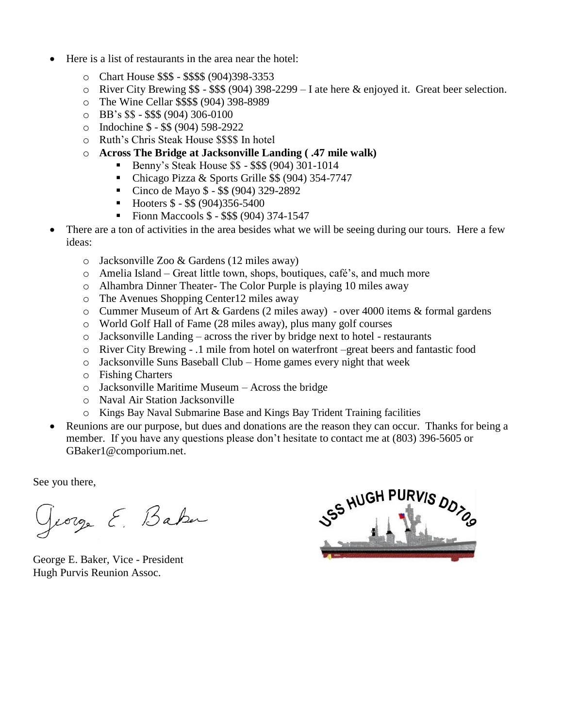- Here is a list of restaurants in the area near the hotel:
  - Chart House $$$ - $$$$ (904)398-3353
  - River City Brewing $$ - $$$ (904) 398-2299 – I ate here & enjoyed it. Great beer selection.
  - The Wine Cellar $$$$ (904) 398-8989
  - BB's $$ - $$$ (904) 306-0100
  - Indochine $ - $$ (904) 598-2922
  - Ruth's Chris Steak House $$$$ In hotel
  - **Across The Bridge at Jacksonville Landing ( .47 mile walk)**
    - Benny's Steak House $$ - $$$ (904) 301-1014
    - Chicago Pizza & Sports Grille $$ (904) 354-7747
    - Cinco de Mayo $ - $$ (904) 329-2892
    - Hooters $ - $$ (904)356-5400
    - Fionn Maccools $ - $$$ (904) 374-1547
- There are a ton of activities in the area besides what we will be seeing during our tours. Here a few ideas:
  - Jacksonville Zoo & Gardens (12 miles away)
  - Amelia Island – Great little town, shops, boutiques, café's, and much more
  - Alhambra Dinner Theater- The Color Purple is playing 10 miles away
  - The Avenues Shopping Center12 miles away
  - Cummer Museum of Art & Gardens (2 miles away) - over 4000 items & formal gardens
  - World Golf Hall of Fame (28 miles away), plus many golf courses
  - Jacksonville Landing – across the river by bridge next to hotel - restaurants
  - River City Brewing - .1 mile from hotel on waterfront –great beers and fantastic food
  - Jacksonville Suns Baseball Club – Home games every night that week
  - Fishing Charters
  - Jacksonville Maritime Museum – Across the bridge
  - Naval Air Station Jacksonville
  - Kings Bay Naval Submarine Base and Kings Bay Trident Training facilities
- Reunions are our purpose, but dues and donations are the reason they can occur. Thanks for being a member. If you have any questions please don't hesitate to contact me at (803) 396-5605 or GBaker1@comporium.net.

See you there,

George E. Baker

George E. Baker, Vice - President
Hugh Purvis Reunion Assoc.

USS HUGH PURVIS DD709